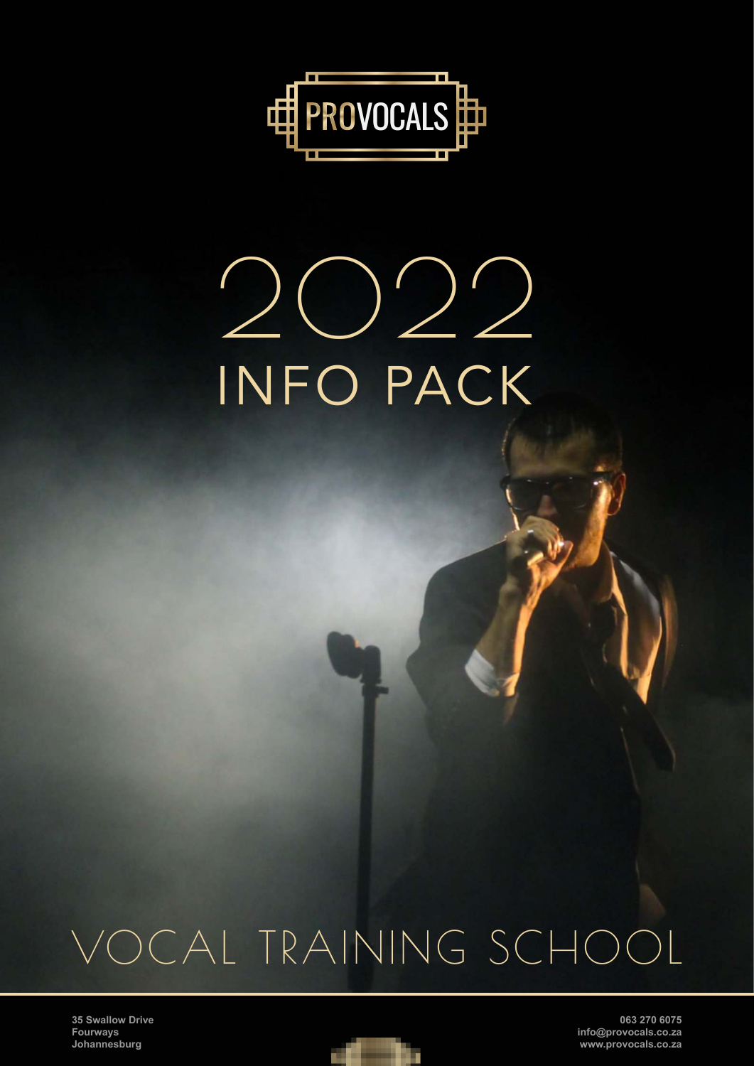PROVOCALS

# 2022 INFO PACK

## VOCAL TRAINING SCHOOL

35 Swallow Drive
Fourways
Johannesburg

063 270 6075
info@provocals.co.za
www.provocals.co.za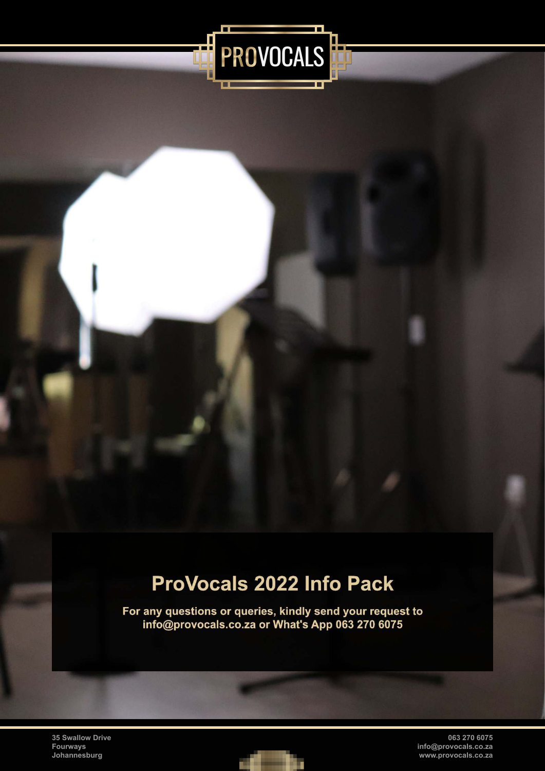PROVOCALS

# ProVocals 2022 Info Pack

**For any questions or queries, kindly send your request to info@provocals.co.za or What's App 063 270 6075**

35 Swallow Drive
Fourways
Johannesburg

063 270 6075
info@provocals.co.za
www.provocals.co.za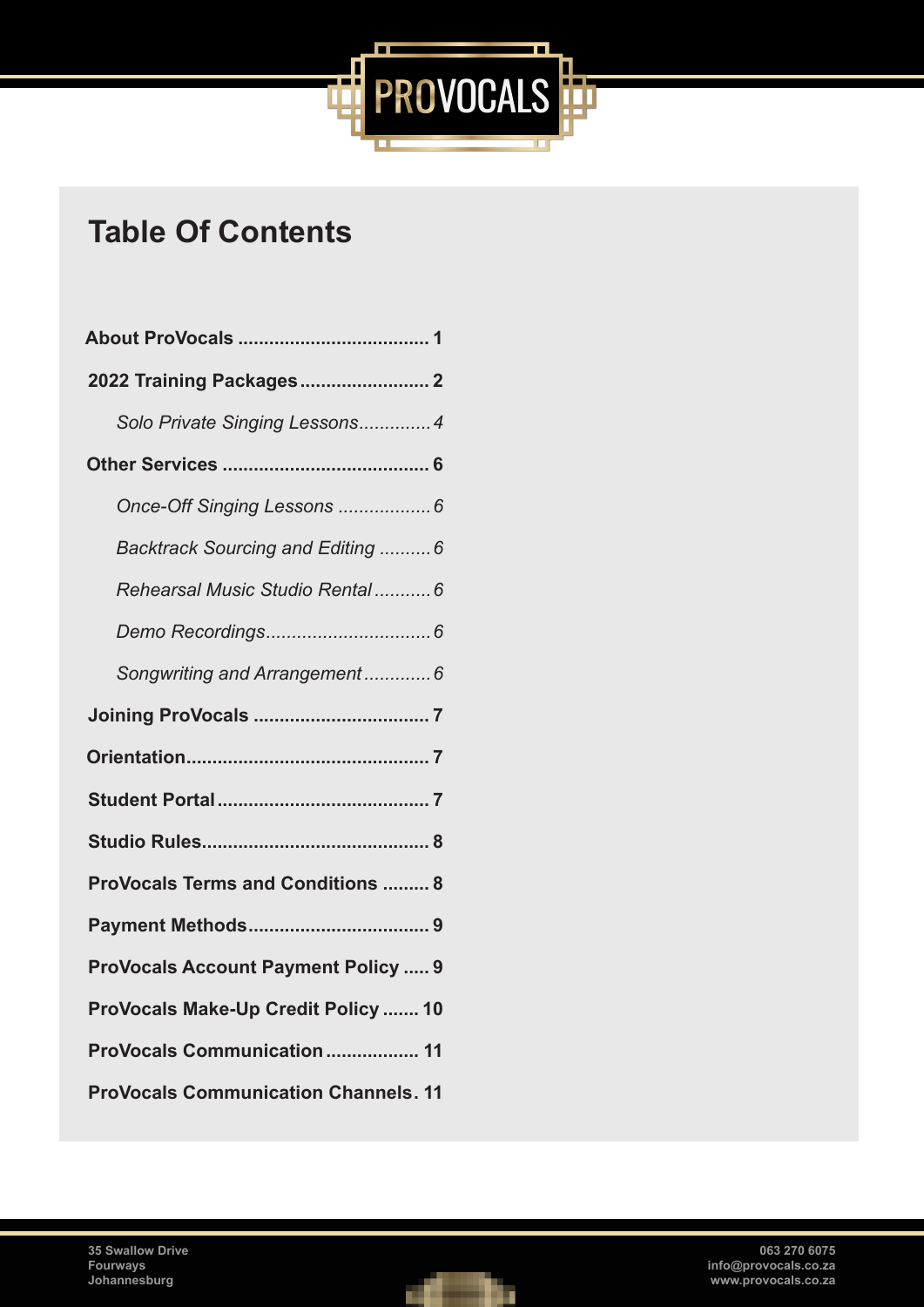# Table Of Contents

**About ProVocals** .................................... **1**

**2022 Training Packages** ......................... **2**

*Solo Private Singing Lessons..............4*

**Other Services** ....................................... **6**

*Once-Off Singing Lessons ..................6*

*Backtrack Sourcing and Editing ..........6*

*Rehearsal Music Studio Rental ...........6*

*Demo Recordings................................6*

*Songwriting and Arrangement .............6*

**Joining ProVocals** .................................. **7**

**Orientation**.............................................. **7**

**Student Portal** ........................................ **7**

**Studio Rules**........................................... **8**

**ProVocals Terms and Conditions** ......... **8**

**Payment Methods**.................................. **9**

**ProVocals Account Payment Policy** ..... **9**

**ProVocals Make-Up Credit Policy** ....... **10**

**ProVocals Communication** .................. **11**

**ProVocals Communication Channels**. **11**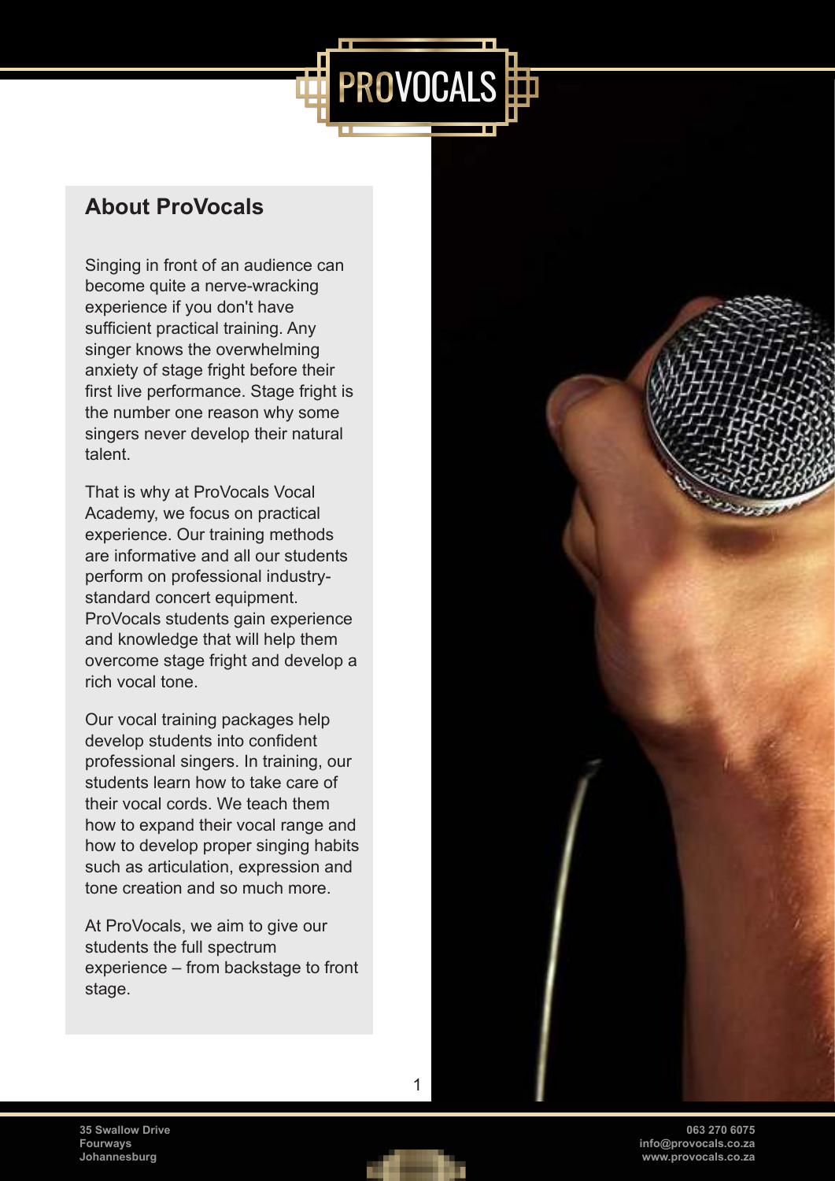## About ProVocals

Singing in front of an audience can become quite a nerve-wracking experience if you don't have sufficient practical training. Any singer knows the overwhelming anxiety of stage fright before their first live performance. Stage fright is the number one reason why some singers never develop their natural talent.

That is why at ProVocals Vocal Academy, we focus on practical experience. Our training methods are informative and all our students perform on professional industry-standard concert equipment. ProVocals students gain experience and knowledge that will help them overcome stage fright and develop a rich vocal tone.

Our vocal training packages help develop students into confident professional singers. In training, our students learn how to take care of their vocal cords. We teach them how to expand their vocal range and how to develop proper singing habits such as articulation, expression and tone creation and so much more.

At ProVocals, we aim to give our students the full spectrum experience – from backstage to front stage.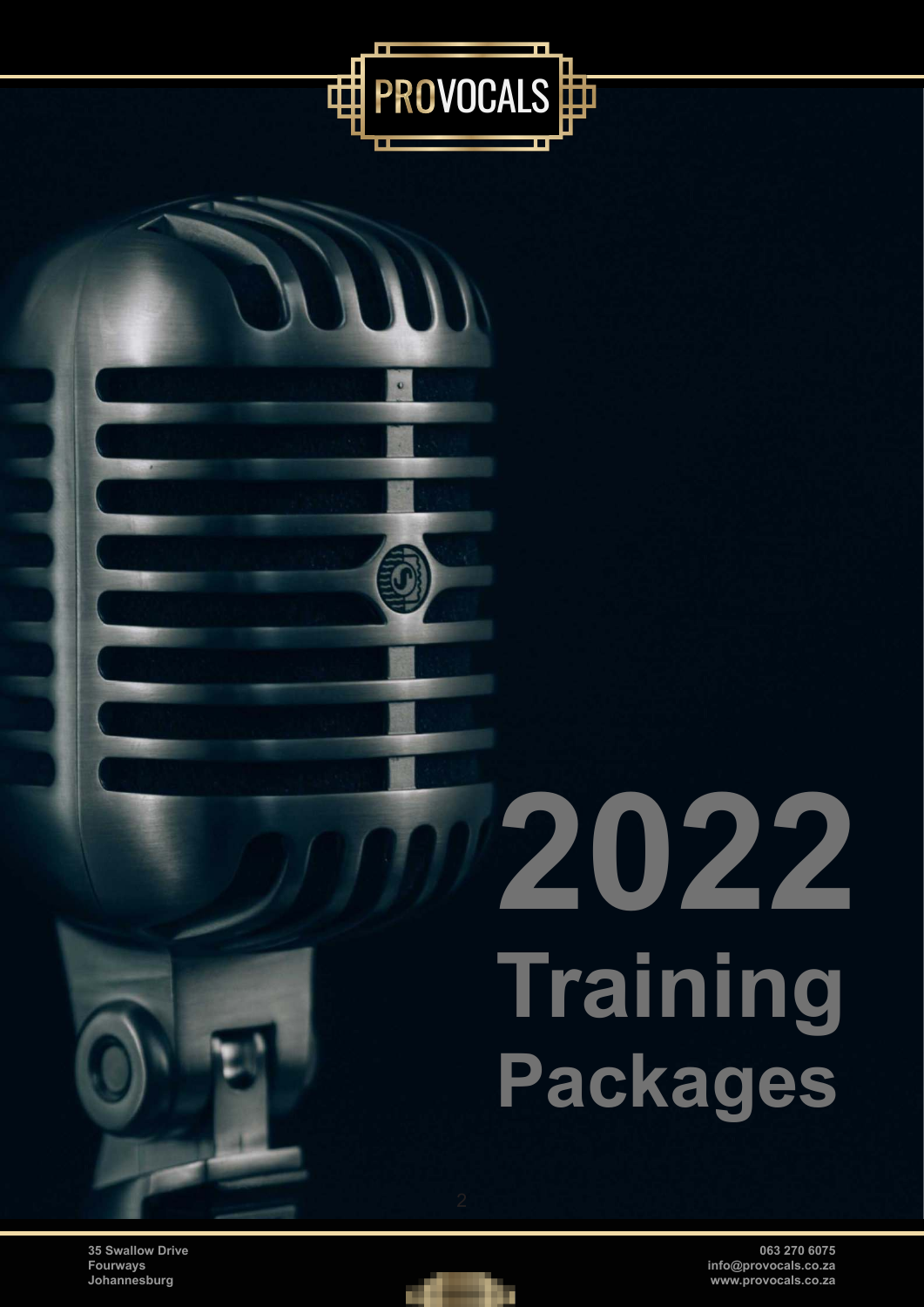PROVOCALS

# 2022 Training Packages

35 Swallow Drive
Fourways
Johannesburg

063 270 6075
info@provocals.co.za
www.provocals.co.za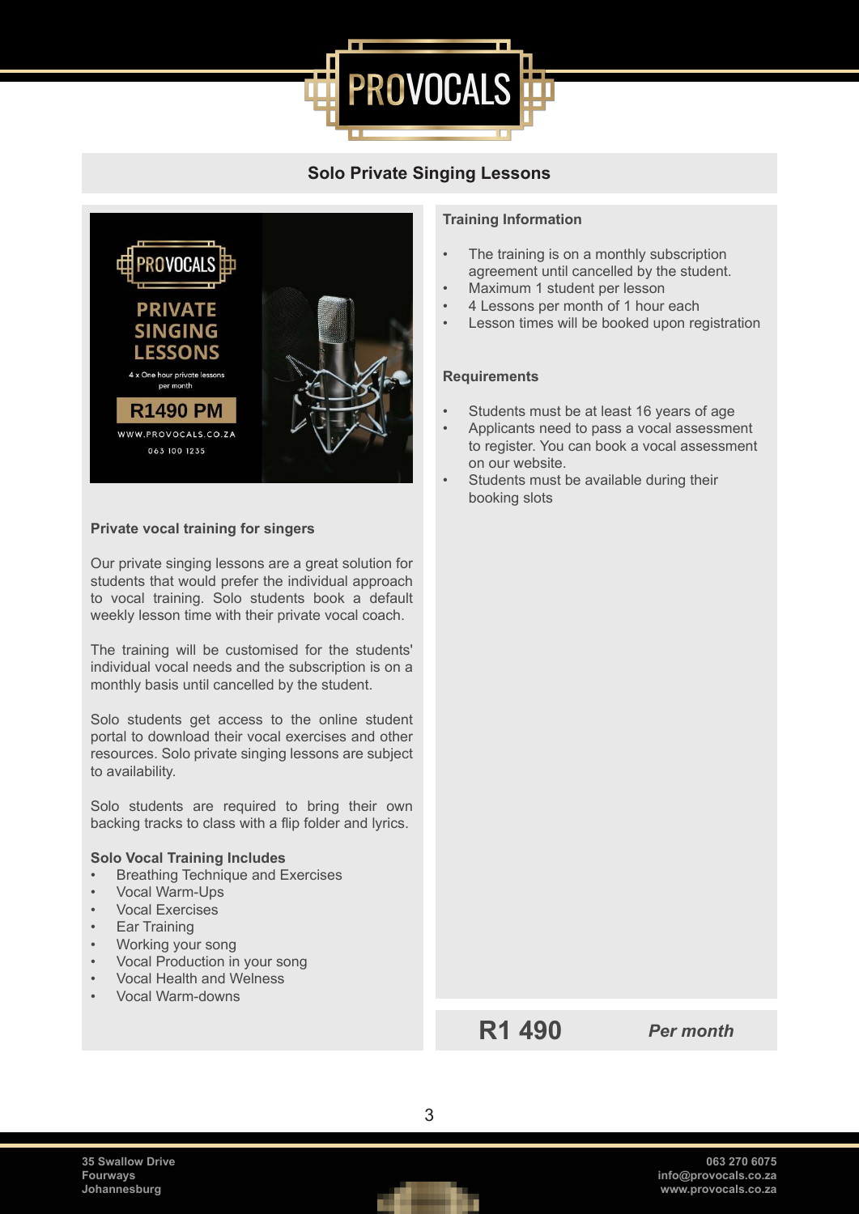## Solo Private Singing Lessons

### Private vocal training for singers

Our private singing lessons are a great solution for students that would prefer the individual approach to vocal training. Solo students book a default weekly lesson time with their private vocal coach.

The training will be customised for the students' individual vocal needs and the subscription is on a monthly basis until cancelled by the student.

Solo students get access to the online student portal to download their vocal exercises and other resources. Solo private singing lessons are subject to availability.

Solo students are required to bring their own backing tracks to class with a flip folder and lyrics.

**Solo Vocal Training Includes**

- Breathing Technique and Exercises
- Vocal Warm-Ups
- Vocal Exercises
- Ear Training
- Working your song
- Vocal Production in your song
- Vocal Health and Welness
- Vocal Warm-downs

### Training Information

- The training is on a monthly subscription agreement until cancelled by the student.
- Maximum 1 student per lesson
- 4 Lessons per month of 1 hour each
- Lesson times will be booked upon registration

### Requirements

- Students must be at least 16 years of age
- Applicants need to pass a vocal assessment to register. You can book a vocal assessment on our website.
- Students must be available during their booking slots

**R1 490** *Per month*

35 Swallow Drive
Fourways
Johannesburg

063 270 6075
info@provocals.co.za
www.provocals.co.za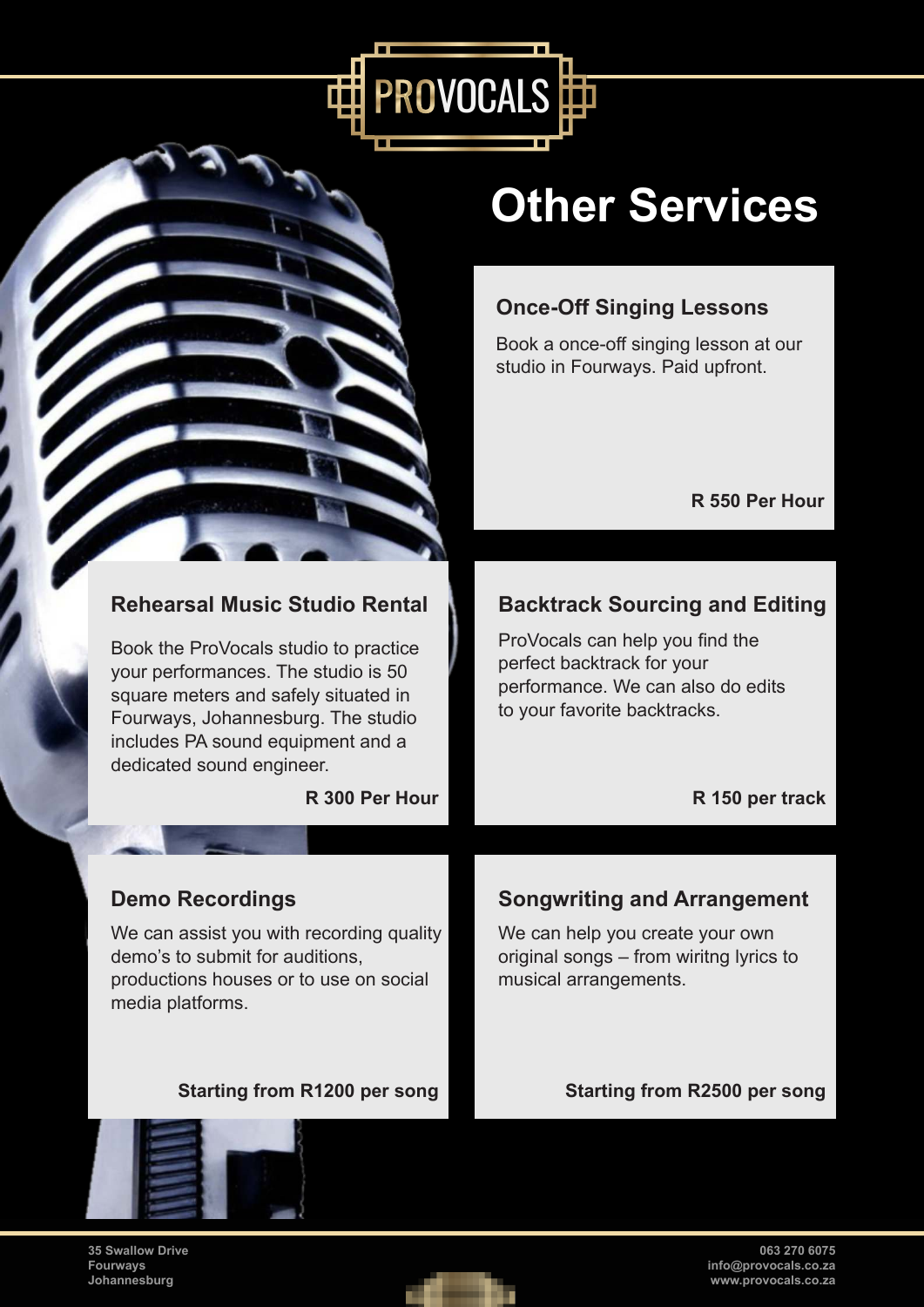PROVOCALS

# Other Services

### Once-Off Singing Lessons

Book a once-off singing lesson at our studio in Fourways. Paid upfront.

**R 550 Per Hour**

### Rehearsal Music Studio Rental

Book the ProVocals studio to practice your performances. The studio is 50 square meters and safely situated in Fourways, Johannesburg. The studio includes PA sound equipment and a dedicated sound engineer.

**R 300 Per Hour**

### Backtrack Sourcing and Editing

ProVocals can help you find the perfect backtrack for your performance. We can also do edits to your favorite backtracks.

**R 150 per track**

### Demo Recordings

We can assist you with recording quality demo's to submit for auditions, productions houses or to use on social media platforms.

**Starting from R1200 per song**

### Songwriting and Arrangement

We can help you create your own original songs – from wiritng lyrics to musical arrangements.

**Starting from R2500 per song**

**35 Swallow Drive**
**Fourways**
**Johannesburg**

**063 270 6075**
**info@provocals.co.za**
**www.provocals.co.za**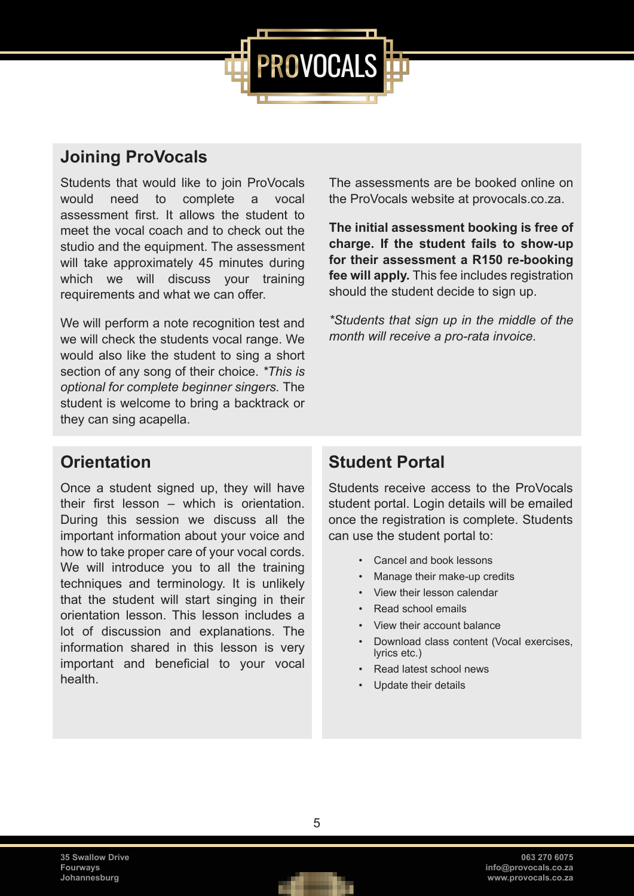## Joining ProVocals

Students that would like to join ProVocals would need to complete a vocal assessment first. It allows the student to meet the vocal coach and to check out the studio and the equipment. The assessment will take approximately 45 minutes during which we will discuss your training requirements and what we can offer.

We will perform a note recognition test and we will check the students vocal range. We would also like the student to sing a short section of any song of their choice. *\*This is optional for complete beginner singers.* The student is welcome to bring a backtrack or they can sing acapella.

The assessments are be booked online on the ProVocals website at provocals.co.za.

**The initial assessment booking is free of charge. If the student fails to show-up for their assessment a R150 re-booking fee will apply.** This fee includes registration should the student decide to sign up.

*\*Students that sign up in the middle of the month will receive a pro-rata invoice.*

## Orientation

Once a student signed up, they will have their first lesson – which is orientation. During this session we discuss all the important information about your voice and how to take proper care of your vocal cords. We will introduce you to all the training techniques and terminology. It is unlikely that the student will start singing in their orientation lesson. This lesson includes a lot of discussion and explanations. The information shared in this lesson is very important and beneficial to your vocal health.

## Student Portal

Students receive access to the ProVocals student portal. Login details will be emailed once the registration is complete. Students can use the student portal to:

- Cancel and book lessons
- Manage their make-up credits
- View their lesson calendar
- Read school emails
- View their account balance
- Download class content (Vocal exercises, lyrics etc.)
- Read latest school news
- Update their details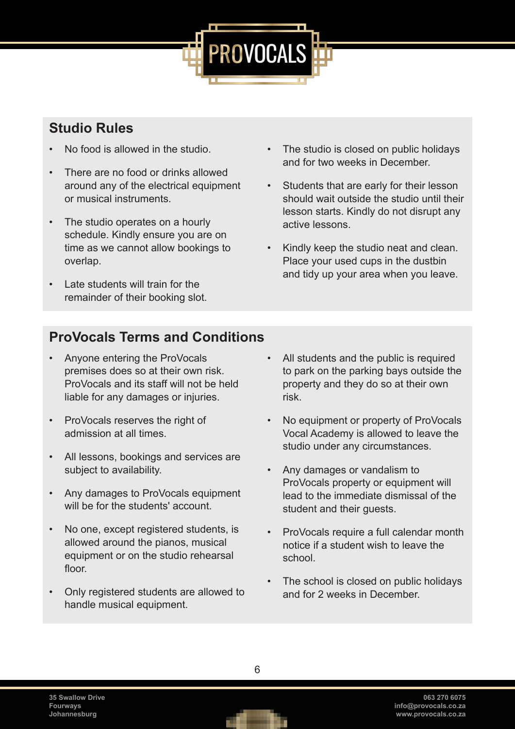## Studio Rules

- No food is allowed in the studio.
- There are no food or drinks allowed around any of the electrical equipment or musical instruments.
- The studio operates on a hourly schedule. Kindly ensure you are on time as we cannot allow bookings to overlap.
- Late students will train for the remainder of their booking slot.
- The studio is closed on public holidays and for two weeks in December.
- Students that are early for their lesson should wait outside the studio until their lesson starts. Kindly do not disrupt any active lessons.
- Kindly keep the studio neat and clean. Place your used cups in the dustbin and tidy up your area when you leave.

## ProVocals Terms and Conditions

- Anyone entering the ProVocals premises does so at their own risk. ProVocals and its staff will not be held liable for any damages or injuries.
- ProVocals reserves the right of admission at all times.
- All lessons, bookings and services are subject to availability.
- Any damages to ProVocals equipment will be for the students' account.
- No one, except registered students, is allowed around the pianos, musical equipment or on the studio rehearsal floor.
- Only registered students are allowed to handle musical equipment.
- All students and the public is required to park on the parking bays outside the property and they do so at their own risk.
- No equipment or property of ProVocals Vocal Academy is allowed to leave the studio under any circumstances.
- Any damages or vandalism to ProVocals property or equipment will lead to the immediate dismissal of the student and their guests.
- ProVocals require a full calendar month notice if a student wish to leave the school.
- The school is closed on public holidays and for 2 weeks in December.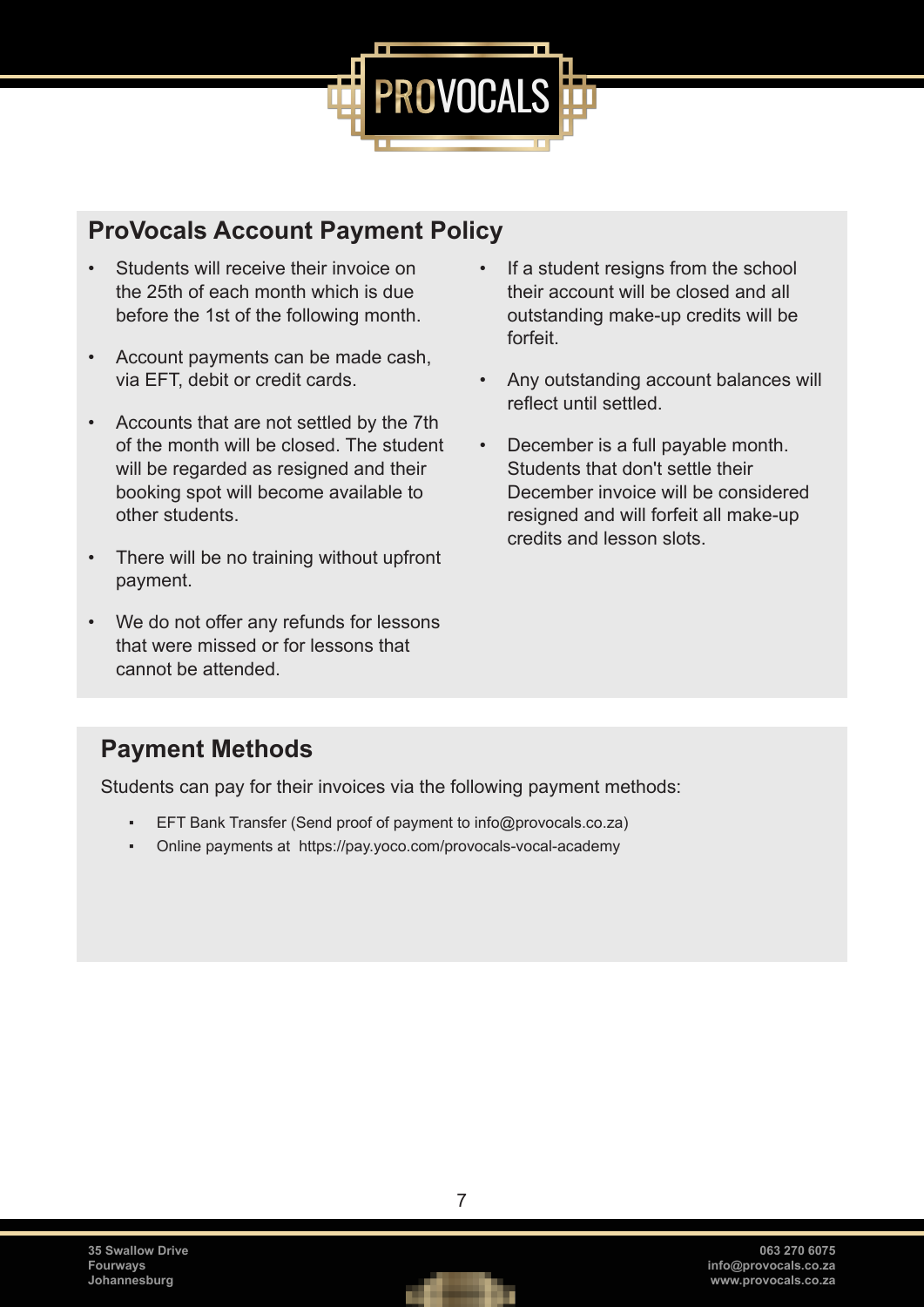## ProVocals Account Payment Policy

- Students will receive their invoice on the 25th of each month which is due before the 1st of the following month.
- Account payments can be made cash, via EFT, debit or credit cards.
- Accounts that are not settled by the 7th of the month will be closed. The student will be regarded as resigned and their booking spot will become available to other students.
- There will be no training without upfront payment.
- We do not offer any refunds for lessons that were missed or for lessons that cannot be attended.
- If a student resigns from the school their account will be closed and all outstanding make-up credits will be forfeit.
- Any outstanding account balances will reflect until settled.
- December is a full payable month. Students that don't settle their December invoice will be considered resigned and will forfeit all make-up credits and lesson slots.

## Payment Methods

Students can pay for their invoices via the following payment methods:

- EFT Bank Transfer (Send proof of payment to info@provocals.co.za)
- Online payments at https://pay.yoco.com/provocals-vocal-academy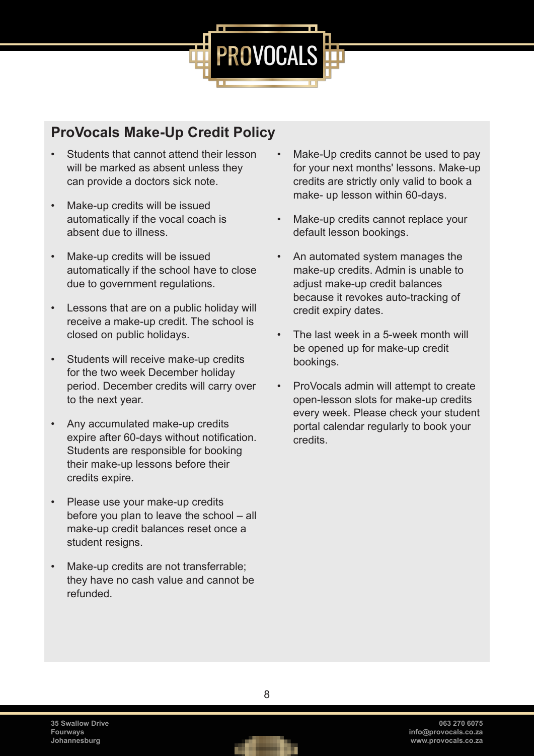## ProVocals Make-Up Credit Policy

- Students that cannot attend their lesson will be marked as absent unless they can provide a doctors sick note.
- Make-up credits will be issued automatically if the vocal coach is absent due to illness.
- Make-up credits will be issued automatically if the school have to close due to government regulations.
- Lessons that are on a public holiday will receive a make-up credit. The school is closed on public holidays.
- Students will receive make-up credits for the two week December holiday period. December credits will carry over to the next year.
- Any accumulated make-up credits expire after 60-days without notification. Students are responsible for booking their make-up lessons before their credits expire.
- Please use your make-up credits before you plan to leave the school – all make-up credit balances reset once a student resigns.
- Make-up credits are not transferrable; they have no cash value and cannot be refunded.
- Make-Up credits cannot be used to pay for your next months' lessons. Make-up credits are strictly only valid to book a make- up lesson within 60-days.
- Make-up credits cannot replace your default lesson bookings.
- An automated system manages the make-up credits. Admin is unable to adjust make-up credit balances because it revokes auto-tracking of credit expiry dates.
- The last week in a 5-week month will be opened up for make-up credit bookings.
- ProVocals admin will attempt to create open-lesson slots for make-up credits every week. Please check your student portal calendar regularly to book your credits.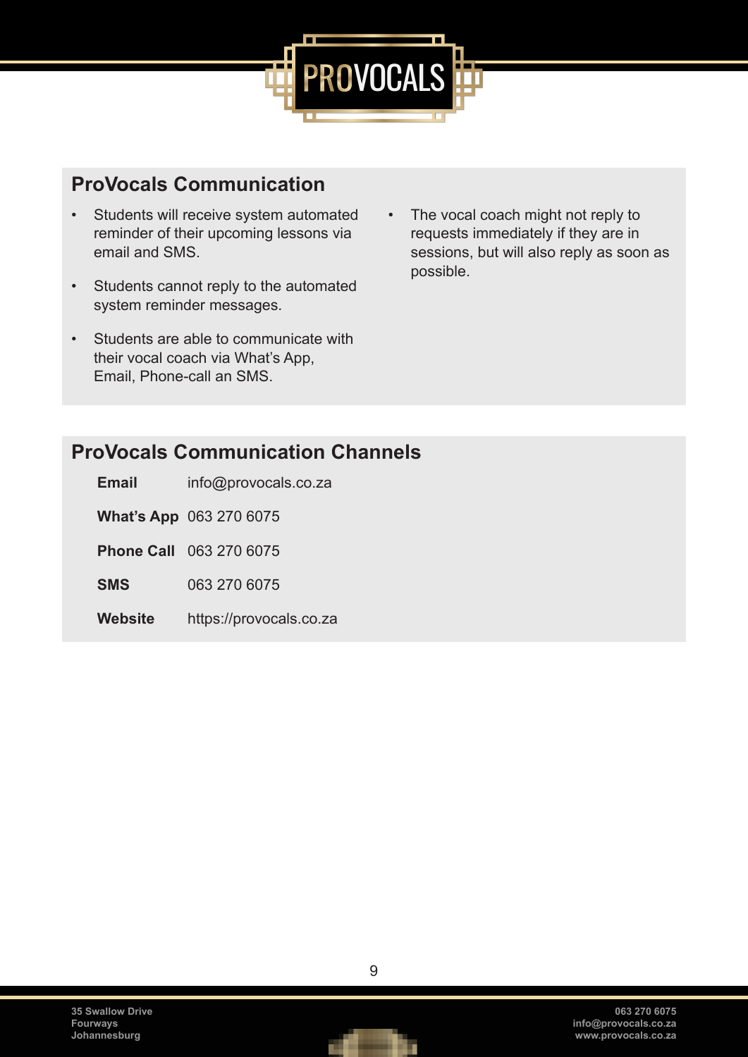## ProVocals Communication

- Students will receive system automated reminder of their upcoming lessons via email and SMS.
- Students cannot reply to the automated system reminder messages.
- Students are able to communicate with their vocal coach via What's App, Email, Phone-call an SMS.
- The vocal coach might not reply to requests immediately if they are in sessions, but will also reply as soon as possible.

## ProVocals Communication Channels

| | |
|---|---|
| **Email** | info@provocals.co.za |
| **What's App** | 063 270 6075 |
| **Phone Call** | 063 270 6075 |
| **SMS** | 063 270 6075 |
| **Website** | https://provocals.co.za |